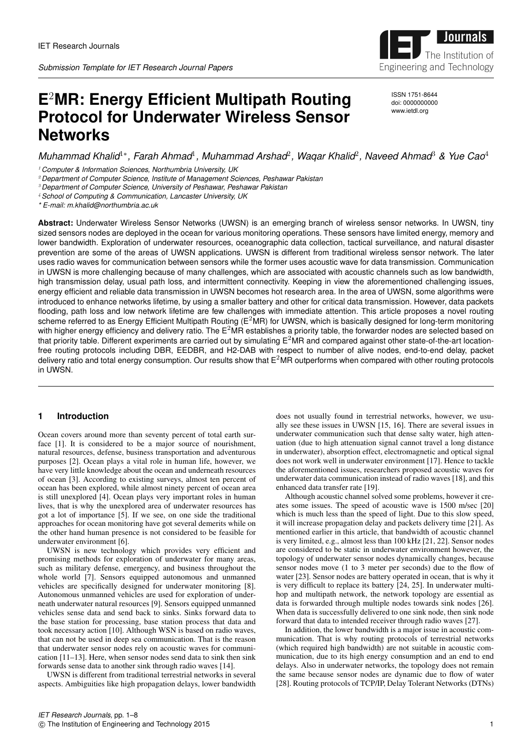# E$^2$MR: Energy Efficient Multipath Routing Protocol for Underwater Wireless Sensor Networks

ISSN 1751-8644
doi: 0000000000
www.ietdl.org

*Muhammad Khalid[1*], Farah Ahmad[1], Muhammad Arshad[2], Waqar Khalid[2], Naveed Ahmad[3] & Yue Cao[4]*

[1] *Computer & Information Sciences, Northumbria University, UK*
[2] *Department of Computer Science, Institute of Management Sciences, Peshawar Pakistan*
[3] *Department of Computer Science, University of Peshawar, Peshawar Pakistan*
[4] *School of Computing & Communication, Lancaster University, UK*
* *E-mail: m.khalid@northumbria.ac.uk*

**Abstract:** Underwater Wireless Sensor Networks (UWSN) is an emerging branch of wireless sensor networks. In UWSN, tiny sized sensors nodes are deployed in the ocean for various monitoring operations. These sensors have limited energy, memory and lower bandwidth. Exploration of underwater resources, oceanographic data collection, tactical surveillance, and natural disaster prevention are some of the areas of UWSN applications. UWSN is different from traditional wireless sensor network. The later uses radio waves for communication between sensors while the former uses acoustic wave for data transmission. Communication in UWSN is more challenging because of many challenges, which are associated with acoustic channels such as low bandwidth, high transmission delay, usual path loss, and intermittent connectivity. Keeping in view the aforementioned challenging issues, energy efficient and reliable data transmission in UWSN becomes hot research area. In the area of UWSN, some algorithms were introduced to enhance networks lifetime, by using a smaller battery and other for critical data transmission. However, data packets flooding, path loss and low network lifetime are few challenges with immediate attention. This article proposes a novel routing scheme referred to as Energy Efficient Multipath Routing (E$^2$MR) for UWSN, which is basically designed for long-term monitoring with higher energy efficiency and delivery ratio. The E$^2$MR establishes a priority table, the forwarder nodes are selected based on that priority table. Different experiments are carried out by simulating E$^2$MR and compared against other state-of-the-art location-free routing protocols including DBR, EEDBR, and H2-DAB with respect to number of alive nodes, end-to-end delay, packet delivery ratio and total energy consumption. Our results show that E$^2$MR outperforms when compared with other routing protocols in UWSN.

## 1 Introduction

Ocean covers around more than seventy percent of total earth surface [1]. It is considered to be a major source of nourishment, natural resources, defense, business transportation and adventurous purposes [2]. Ocean plays a vital role in human life, however, we have very little knowledge about the ocean and underneath resources of ocean [3]. According to existing surveys, almost ten percent of ocean has been explored, while almost ninety percent of ocean area is still unexplored [4]. Ocean plays very important roles in human lives, that is why the unexplored area of underwater resources has got a lot of importance [5]. If we see, on one side the traditional approaches for ocean monitoring have got several demerits while on the other hand human presence is not considered to be feasible for underwater environment [6].

UWSN is new technology which provides very efficient and promising methods for exploration of underwater for many areas, such as military defense, emergency, and business throughout the whole world [7]. Sensors equipped autonomous and unmanned vehicles are specifically designed for underwater monitoring [8]. Autonomous unmanned vehicles are used for exploration of underneath underwater natural resources [9]. Sensors equipped unmanned vehicles sense data and send back to sinks. Sinks forward data to the base station for processing, base station process that data and took necessary action [10]. Although WSN is based on radio waves, that can not be used in deep sea communication. That is the reason that underwater sensor nodes rely on acoustic waves for communication [11–13]. Here, when sensor nodes send data to sink then sink forwards sense data to another sink through radio waves [14].

UWSN is different from traditional terrestrial networks in several aspects. Ambiguities like high propagation delays, lower bandwidth does not usually found in terrestrial networks, however, we usually see these issues in UWSN [15, 16]. There are several issues in underwater communication such that dense salty water, high attenuation (due to high attenuation signal cannot travel a long distance in underwater), absorption effect, electromagnetic and optical signal does not work well in underwater environment [17]. Hence to tackle the aforementioned issues, researchers proposed acoustic waves for underwater data communication instead of radio waves [18], and this enhanced data transfer rate [19].

Although acoustic channel solved some problems, however it creates some issues. The speed of acoustic wave is 1500 m/sec [20] which is much less than the speed of light. Due to this slow speed, it will increase propagation delay and packets delivery time [21]. As mentioned earlier in this article, that bandwidth of acoustic channel is very limited, e.g., almost less than 100 kHz [21, 22]. Sensor nodes are considered to be static in underwater environment however, the topology of underwater sensor nodes dynamically changes, because sensor nodes move (1 to 3 meter per seconds) due to the flow of water [23]. Sensor nodes are battery operated in ocean, that is why it is very difficult to replace its battery [24, 25]. In underwater multi-hop and multipath network, the network topology are essential as data is forwarded through multiple nodes towards sink nodes [26]. When data is successfully delivered to one sink node, then sink node forward that data to intended receiver through radio waves [27].

In addition, the lower bandwidth is a major issue in acoustic communication. That is why routing protocols of terrestrial networks (which required high bandwidth) are not suitable in acoustic communication, due to its high energy consumption and an end to end delays. Also in underwater networks, the topology does not remain the same because sensor nodes are dynamic due to flow of water [28]. Routing protocols of TCP/IP, Delay Tolerant Networks (DTNs)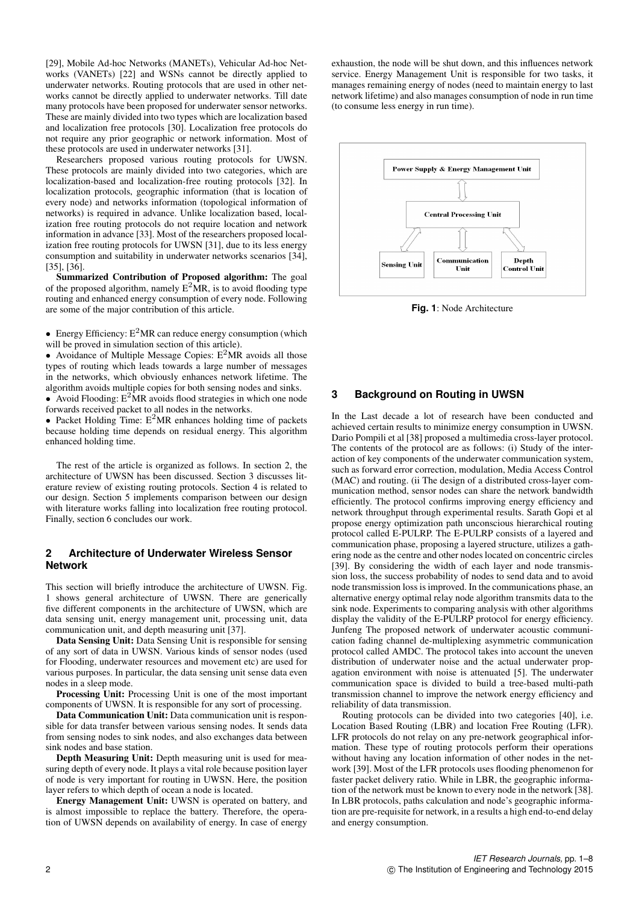[29], Mobile Ad-hoc Networks (MANETs), Vehicular Ad-hoc Networks (VANETs) [22] and WSNs cannot be directly applied to underwater networks. Routing protocols that are used in other networks cannot be directly applied to underwater networks. Till date many protocols have been proposed for underwater sensor networks. These are mainly divided into two types which are localization based and localization free protocols [30]. Localization free protocols do not require any prior geographic or network information. Most of these protocols are used in underwater networks [31].

Researchers proposed various routing protocols for UWSN. These protocols are mainly divided into two categories, which are localization-based and localization-free routing protocols [32]. In localization protocols, geographic information (that is location of every node) and networks information (topological information of networks) is required in advance. Unlike localization based, localization free routing protocols do not require location and network information in advance [33]. Most of the researchers proposed localization free routing protocols for UWSN [31], due to its less energy consumption and suitability in underwater networks scenarios [34], [35], [36].

**Summarized Contribution of Proposed algorithm:** The goal of the proposed algorithm, namely $E^2$MR, is to avoid flooding type routing and enhanced energy consumption of every node. Following are some of the major contribution of this article.

- Energy Efficiency: $E^2$MR can reduce energy consumption (which will be proved in simulation section of this article).
- Avoidance of Multiple Message Copies: $E^2$MR avoids all those types of routing which leads towards a large number of messages in the networks, which obviously enhances network lifetime. The algorithm avoids multiple copies for both sensing nodes and sinks.
- Avoid Flooding: $E^2$MR avoids flood strategies in which one node forwards received packet to all nodes in the networks.
- Packet Holding Time: $E^2$MR enhances holding time of packets because holding time depends on residual energy. This algorithm enhanced holding time.

The rest of the article is organized as follows. In section 2, the architecture of UWSN has been discussed. Section 3 discusses literature review of existing routing protocols. Section 4 is related to our design. Section 5 implements comparison between our design with literature works falling into localization free routing protocol. Finally, section 6 concludes our work.

## 2 Architecture of Underwater Wireless Sensor Network

This section will briefly introduce the architecture of UWSN. Fig. 1 shows general architecture of UWSN. There are generically five different components in the architecture of UWSN, which are data sensing unit, energy management unit, processing unit, data communication unit, and depth measuring unit [37].

**Data Sensing Unit:** Data Sensing Unit is responsible for sensing of any sort of data in UWSN. Various kinds of sensor nodes (used for Flooding, underwater resources and movement etc) are used for various purposes. In particular, the data sensing unit sense data even nodes in a sleep mode.

**Processing Unit:** Processing Unit is one of the most important components of UWSN. It is responsible for any sort of processing.

**Data Communication Unit:** Data communication unit is responsible for data transfer between various sensing nodes. It sends data from sensing nodes to sink nodes, and also exchanges data between sink nodes and base station.

**Depth Measuring Unit:** Depth measuring unit is used for measuring depth of every node. It plays a vital role because position layer of node is very important for routing in UWSN. Here, the position layer refers to which depth of ocean a node is located.

**Energy Management Unit:** UWSN is operated on battery, and is almost impossible to replace the battery. Therefore, the operation of UWSN depends on availability of energy. In case of energy exhaustion, the node will be shut down, and this influences network service. Energy Management Unit is responsible for two tasks, it manages remaining energy of nodes (need to maintain energy to last network lifetime) and also manages consumption of node in run time (to consume less energy in run time).

Power Supply & Energy Management Unit

Central Processing Unit

Sensing Unit | Communication Unit | Depth Control Unit

**Fig. 1**: Node Architecture

## 3 Background on Routing in UWSN

In the Last decade a lot of research have been conducted and achieved certain results to minimize energy consumption in UWSN. Dario Pompili et al [38] proposed a multimedia cross-layer protocol. The contents of the protocol are as follows: (i) Study of the interaction of key components of the underwater communication system, such as forward error correction, modulation, Media Access Control (MAC) and routing. (ii The design of a distributed cross-layer communication method, sensor nodes can share the network bandwidth efficiently. The protocol confirms improving energy efficiency and network throughput through experimental results. Sarath Gopi et al propose energy optimization path unconscious hierarchical routing protocol called E-PULRP. The E-PULRP consists of a layered and communication phase, proposing a layered structure, utilizes a gathering node as the centre and other nodes located on concentric circles [39]. By considering the width of each layer and node transmission loss, the success probability of nodes to send data and to avoid node transmission loss is improved. In the communications phase, an alternative energy optimal relay node algorithm transmits data to the sink node. Experiments to comparing analysis with other algorithms display the validity of the E-PULRP protocol for energy efficiency. Junfeng The proposed network of underwater acoustic communication fading channel de-multiplexing asymmetric communication protocol called AMDC. The protocol takes into account the uneven distribution of underwater noise and the actual underwater propagation environment with noise is attenuated [5]. The underwater communication space is divided to build a tree-based multi-path transmission channel to improve the network energy efficiency and reliability of data transmission.

Routing protocols can be divided into two categories [40], i.e. Location Based Routing (LBR) and location Free Routing (LFR). LFR protocols do not relay on any pre-network geographical information. These type of routing protocols perform their operations without having any location information of other nodes in the network [39]. Most of the LFR protocols uses flooding phenomenon for faster packet delivery ratio. While in LBR, the geographic information of the network must be known to every node in the network [38]. In LBR protocols, paths calculation and node's geographic information are pre-requisite for network, in a results a high end-to-end delay and energy consumption.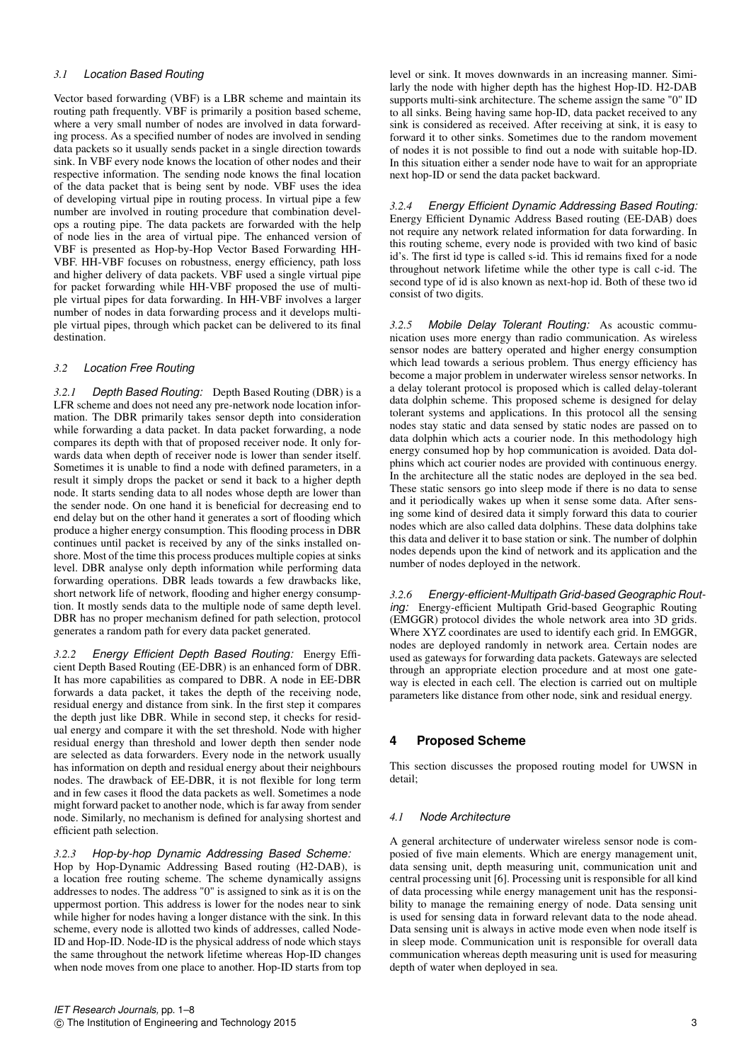### 3.1 Location Based Routing

Vector based forwarding (VBF) is a LBR scheme and maintain its routing path frequently. VBF is primarily a position based scheme, where a very small number of nodes are involved in data forwarding process. As a specified number of nodes are involved in sending data packets so it usually sends packet in a single direction towards sink. In VBF every node knows the location of other nodes and their respective information. The sending node knows the final location of the data packet that is being sent by node. VBF uses the idea of developing virtual pipe in routing process. In virtual pipe a few number are involved in routing procedure that combination develops a routing pipe. The data packets are forwarded with the help of node lies in the area of virtual pipe. The enhanced version of VBF is presented as Hop-by-Hop Vector Based Forwarding HH-VBF. HH-VBF focuses on robustness, energy efficiency, path loss and higher delivery of data packets. VBF used a single virtual pipe for packet forwarding while HH-VBF proposed the use of multiple virtual pipes for data forwarding. In HH-VBF involves a larger number of nodes in data forwarding process and it develops multiple virtual pipes, through which packet can be delivered to its final destination.

### 3.2 Location Free Routing

#### 3.2.1 Depth Based Routing:

Depth Based Routing (DBR) is a LFR scheme and does not need any pre-network node location information. The DBR primarily takes sensor depth into consideration while forwarding a data packet. In data packet forwarding, a node compares its depth with that of proposed receiver node. It only forwards data when depth of receiver node is lower than sender itself. Sometimes it is unable to find a node with defined parameters, in a result it simply drops the packet or send it back to a higher depth node. It starts sending data to all nodes whose depth are lower than the sender node. On one hand it is beneficial for decreasing end to end delay but on the other hand it generates a sort of flooding which produce a higher energy consumption. This flooding process in DBR continues until packet is received by any of the sinks installed onshore. Most of the time this process produces multiple copies at sinks level. DBR analyse only depth information while performing data forwarding operations. DBR leads towards a few drawbacks like, short network life of network, flooding and higher energy consumption. It mostly sends data to the multiple node of same depth level. DBR has no proper mechanism defined for path selection, protocol generates a random path for every data packet generated.

#### 3.2.2 Energy Efficient Depth Based Routing:

Energy Efficient Depth Based Routing (EE-DBR) is an enhanced form of DBR. It has more capabilities as compared to DBR. A node in EE-DBR forwards a data packet, it takes the depth of the receiving node, residual energy and distance from sink. In the first step it compares the depth just like DBR. While in second step, it checks for residual energy and compare it with the set threshold. Node with higher residual energy than threshold and lower depth then sender node are selected as data forwarders. Every node in the network usually has information on depth and residual energy about their neighbours nodes. The drawback of EE-DBR, it is not flexible for long term and in few cases it flood the data packets as well. Sometimes a node might forward packet to another node, which is far away from sender node. Similarly, no mechanism is defined for analysing shortest and efficient path selection.

#### 3.2.3 Hop-by-hop Dynamic Addressing Based Scheme:

Hop by Hop-Dynamic Addressing Based routing (H2-DAB), is a location free routing scheme. The scheme dynamically assigns addresses to nodes. The address "0" is assigned to sink as it is on the uppermost portion. This address is lower for the nodes near to sink while higher for nodes having a longer distance with the sink. In this scheme, every node is allotted two kinds of addresses, called Node-ID and Hop-ID. Node-ID is the physical address of node which stays the same throughout the network lifetime whereas Hop-ID changes when node moves from one place to another. Hop-ID starts from top level or sink. It moves downwards in an increasing manner. Similarly the node with higher depth has the highest Hop-ID. H2-DAB supports multi-sink architecture. The scheme assign the same "0" ID to all sinks. Being having same hop-ID, data packet received to any sink is considered as received. After receiving at sink, it is easy to forward it to other sinks. Sometimes due to the random movement of nodes it is not possible to find out a node with suitable hop-ID. In this situation either a sender node have to wait for an appropriate next hop-ID or send the data packet backward.

#### 3.2.4 Energy Efficient Dynamic Addressing Based Routing:

Energy Efficient Dynamic Address Based routing (EE-DAB) does not require any network related information for data forwarding. In this routing scheme, every node is provided with two kind of basic id's. The first id type is called s-id. This id remains fixed for a node throughout network lifetime while the other type is call c-id. The second type of id is also known as next-hop id. Both of these two id consist of two digits.

#### 3.2.5 Mobile Delay Tolerant Routing:

As acoustic communication uses more energy than radio communication. As wireless sensor nodes are battery operated and higher energy consumption which lead towards a serious problem. Thus energy efficiency has become a major problem in underwater wireless sensor networks. In a delay tolerant protocol is proposed which is called delay-tolerant data dolphin scheme. This proposed scheme is designed for delay tolerant systems and applications. In this protocol all the sensing nodes stay static and data sensed by static nodes are passed on to data dolphin which acts a courier node. In this methodology high energy consumed hop by hop communication is avoided. Data dolphins which act courier nodes are provided with continuous energy. In the architecture all the static nodes are deployed in the sea bed. These static sensors go into sleep mode if there is no data to sense and it periodically wakes up when it sense some data. After sensing some kind of desired data it simply forward this data to courier nodes which are also called data dolphins. These data dolphins take this data and deliver it to base station or sink. The number of dolphin nodes depends upon the kind of network and its application and the number of nodes deployed in the network.

#### 3.2.6 Energy-efficient-Multipath Grid-based Geographic Routing:

Energy-efficient Multipath Grid-based Geographic Routing (EMGGR) protocol divides the whole network area into 3D grids. Where XYZ coordinates are used to identify each grid. In EMGGR, nodes are deployed randomly in network area. Certain nodes are used as gateways for forwarding data packets. Gateways are selected through an appropriate election procedure and at most one gateway is elected in each cell. The election is carried out on multiple parameters like distance from other node, sink and residual energy.

## 4 Proposed Scheme

This section discusses the proposed routing model for UWSN in detail;

### 4.1 Node Architecture

A general architecture of underwater wireless sensor node is composied of five main elements. Which are energy management unit, data sensing unit, depth measuring unit, communication unit and central processing unit [6]. Processing unit is responsible for all kind of data processing while energy management unit has the responsibility to manage the remaining energy of node. Data sensing unit is used for sensing data in forward relevant data to the node ahead. Data sensing unit is always in active mode even when node itself is in sleep mode. Communication unit is responsible for overall data communication whereas depth measuring unit is used for measuring depth of water when deployed in sea.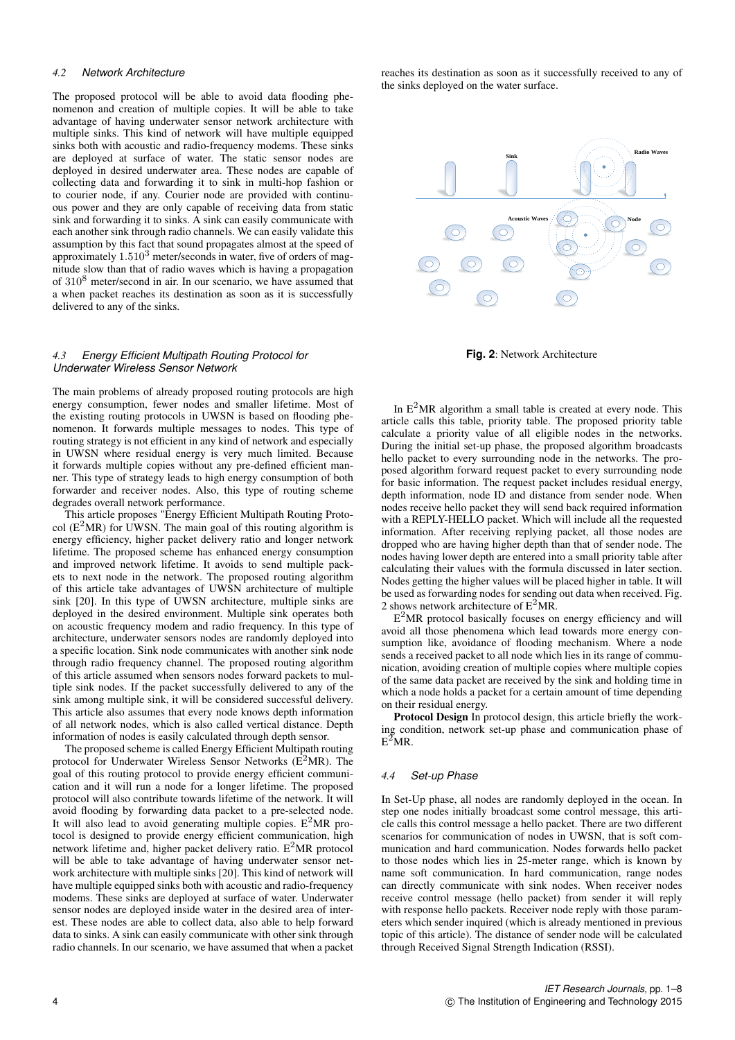### 4.2 Network Architecture

The proposed protocol will be able to avoid data flooding phenomenon and creation of multiple copies. It will be able to take advantage of having underwater sensor network architecture with multiple sinks. This kind of network will have multiple equipped sinks both with acoustic and radio-frequency modems. These sinks are deployed at surface of water. The static sensor nodes are deployed in desired underwater area. These nodes are capable of collecting data and forwarding it to sink in multi-hop fashion or to courier node, if any. Courier node are provided with continuous power and they are only capable of receiving data from static sink and forwarding it to sinks. A sink can easily communicate with each another sink through radio channels. We can easily validate this assumption by this fact that sound propagates almost at the speed of approximately $1.510^3$ meter/seconds in water, five of orders of magnitude slow than that of radio waves which is having a propagation of $310^8$ meter/second in air. In our scenario, we have assumed that a when packet reaches its destination as soon as it is successfully delivered to any of the sinks.

### 4.3 Energy Efficient Multipath Routing Protocol for Underwater Wireless Sensor Network

The main problems of already proposed routing protocols are high energy consumption, fewer nodes and smaller lifetime. Most of the existing routing protocols in UWSN is based on flooding phenomenon. It forwards multiple messages to nodes. This type of routing strategy is not efficient in any kind of network and especially in UWSN where residual energy is very much limited. Because it forwards multiple copies without any pre-defined efficient manner. This type of strategy leads to high energy consumption of both forwarder and receiver nodes. Also, this type of routing scheme degrades overall network performance.

This article proposes "Energy Efficient Multipath Routing Protocol ($E^2$MR) for UWSN. The main goal of this routing algorithm is energy efficiency, higher packet delivery ratio and longer network lifetime. The proposed scheme has enhanced energy consumption and improved network lifetime. It avoids to send multiple packets to next node in the network. The proposed routing algorithm of this article take advantages of UWSN architecture of multiple sink [20]. In this type of UWSN architecture, multiple sinks are deployed in the desired environment. Multiple sink operates both on acoustic frequency modem and radio frequency. In this type of architecture, underwater sensors nodes are randomly deployed into a specific location. Sink node communicates with another sink node through radio frequency channel. The proposed routing algorithm of this article assumed when sensors nodes forward packets to multiple sink nodes. If the packet successfully delivered to any of the sink among multiple sink, it will be considered successful delivery. This article also assumes that every node knows depth information of all network nodes, which is also called vertical distance. Depth information of nodes is easily calculated through depth sensor.

The proposed scheme is called Energy Efficient Multipath routing protocol for Underwater Wireless Sensor Networks ($E^2$MR). The goal of this routing protocol to provide energy efficient communication and it will run a node for a longer lifetime. The proposed protocol will also contribute towards lifetime of the network. It will avoid flooding by forwarding data packet to a pre-selected node. It will also lead to avoid generating multiple copies. $E^2$MR protocol is designed to provide energy efficient communication, high network lifetime and, higher packet delivery ratio. $E^2$MR protocol will be able to take advantage of having underwater sensor network architecture with multiple sinks [20]. This kind of network will have multiple equipped sinks both with acoustic and radio-frequency modems. These sinks are deployed at surface of water. Underwater sensor nodes are deployed inside water in the desired area of interest. These nodes are able to collect data, also able to help forward data to sinks. A sink can easily communicate with other sink through radio channels. In our scenario, we have assumed that when a packet reaches its destination as soon as it successfully received to any of the sinks deployed on the water surface.

**Fig. 2**: Network Architecture

In $E^2$MR algorithm a small table is created at every node. This article calls this table, priority table. The proposed priority table calculate a priority value of all eligible nodes in the networks. During the initial set-up phase, the proposed algorithm broadcasts hello packet to every surrounding node in the networks. The proposed algorithm forward request packet to every surrounding node for basic information. The request packet includes residual energy, depth information, node ID and distance from sender node. When nodes receive hello packet they will send back required information with a REPLY-HELLO packet. Which will include all the requested information. After receiving replying packet, all those nodes are dropped who are having higher depth than that of sender node. The nodes having lower depth are entered into a small priority table after calculating their values with the formula discussed in later section. Nodes getting the higher values will be placed higher in table. It will be used as forwarding nodes for sending out data when received. Fig. 2 shows network architecture of $E^2$MR.

$E^2$MR protocol basically focuses on energy efficiency and will avoid all those phenomena which lead towards more energy consumption like, avoidance of flooding mechanism. Where a node sends a received packet to all node which lies in its range of communication, avoiding creation of multiple copies where multiple copies of the same data packet are received by the sink and holding time in which a node holds a packet for a certain amount of time depending on their residual energy.

**Protocol Design** In protocol design, this article briefly the working condition, network set-up phase and communication phase of $E^2$MR.

### 4.4 Set-up Phase

In Set-Up phase, all nodes are randomly deployed in the ocean. In step one nodes initially broadcast some control message, this article calls this control message a hello packet. There are two different scenarios for communication of nodes in UWSN, that is soft communication and hard communication. Nodes forwards hello packet to those nodes which lies in 25-meter range, which is known by name soft communication. In hard communication, range nodes can directly communicate with sink nodes. When receiver nodes receive control message (hello packet) from sender it will reply with response hello packets. Receiver node reply with those parameters which sender inquired (which is already mentioned in previous topic of this article). The distance of sender node will be calculated through Received Signal Strength Indication (RSSI).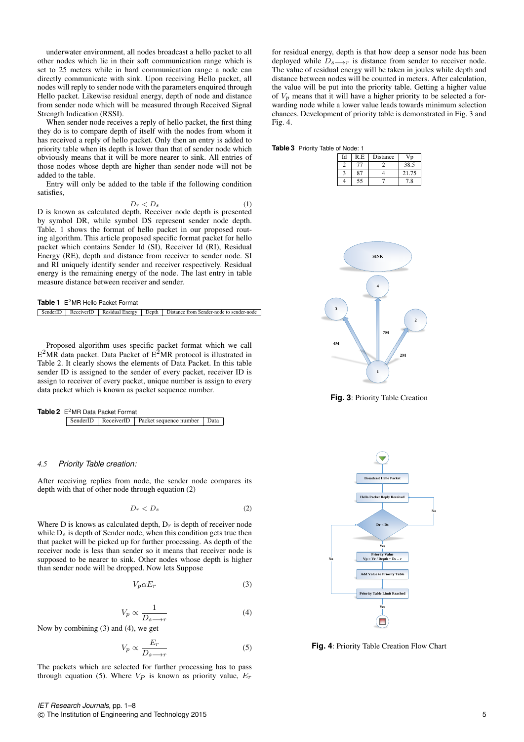underwater environment, all nodes broadcast a hello packet to all other nodes which lie in their soft communication range which is set to 25 meters while in hard communication range a node can directly communicate with sink. Upon receiving Hello packet, all nodes will reply to sender node with the parameters enquired through Hello packet. Likewise residual energy, depth of node and distance from sender node which will be measured through Received Signal Strength Indication (RSSI).

When sender node receives a reply of hello packet, the first thing they do is to compare depth of itself with the nodes from whom it has received a reply of hello packet. Only then an entry is added to priority table when its depth is lower than that of sender node which obviously means that it will be more nearer to sink. All entries of those nodes whose depth are higher than sender node will not be added to the table.

Entry will only be added to the table if the following condition satisfies,

$$D_r < D_s \tag{1}$$

D is known as calculated depth, Receiver node depth is presented by symbol DR, while symbol DS represent sender node depth. Table. 1 shows the format of hello packet in our proposed routing algorithm. This article proposed specific format packet for hello packet which contains Sender Id (SI), Receiver Id (RI), Residual Energy (RE), depth and distance from receiver to sender node. SI and RI uniquely identify sender and receiver respectively. Residual energy is the remaining energy of the node. The last entry in table measure distance between receiver and sender.

**Table 1** $E^2$MR Hello Packet Format

| SenderID | ReceiverID | Residual Energy | Depth | Distance from Sender-node to sender-node |
|---|---|---|---|---|

Proposed algorithm uses specific packet format which we call $E^2$MR data packet. Data Packet of $E^2$MR protocol is illustrated in Table 2. It clearly shows the elements of Data Packet. In this table sender ID is assigned to the sender of every packet, receiver ID is assign to receiver of every packet, unique number is assign to every data packet which is known as packet sequence number.

**Table 2** $E^2$MR Data Packet Format

| SenderID | ReceiverID | Packet sequence number | Data |
|---|---|---|---|

### *4.5 Priority Table creation:*

After receiving replies from node, the sender node compares its depth with that of other node through equation (2)

$$D_r < D_s \tag{2}$$

Where D is knows as calculated depth, $D_r$ is depth of receiver node while $D_s$ is depth of Sender node, when this condition gets true then that packet will be picked up for further processing. As depth of the receiver node is less than sender so it means that receiver node is supposed to be nearer to sink. Other nodes whose depth is higher than sender node will be dropped. Now lets Suppose

$$V_p \alpha E_r \tag{3}$$

$$V_p \propto \frac{1}{D_{s \longrightarrow r}} \tag{4}$$

Now by combining (3) and (4), we get

$$V_p \propto \frac{E_r}{D_{s \longrightarrow r}} \tag{5}$$

The packets which are selected for further processing has to pass through equation (5). Where $V_P$ is known as priority value, $E_r$ for residual energy, depth is that how deep a sensor node has been deployed while $D_{s \longrightarrow r}$ is distance from sender to receiver node. The value of residual energy will be taken in joules while depth and distance between nodes will be counted in meters. After calculation, the value will be put into the priority table. Getting a higher value of $V_p$ means that it will have a higher priority to be selected a forwarding node while a lower value leads towards minimum selection chances. Development of priority table is demonstrated in Fig. 3 and Fig. 4.

**Table 3** Priority Table of Node: 1

| Id | R.E | Distance | Vp |
|---|---|---|---|
| 2 | 77 | 2 | 38.5 |
| 3 | 87 | 4 | 21.75 |
| 4 | 55 | 7 | 7.8 |

**Fig. 3**: Priority Table Creation

**Fig. 4**: Priority Table Creation Flow Chart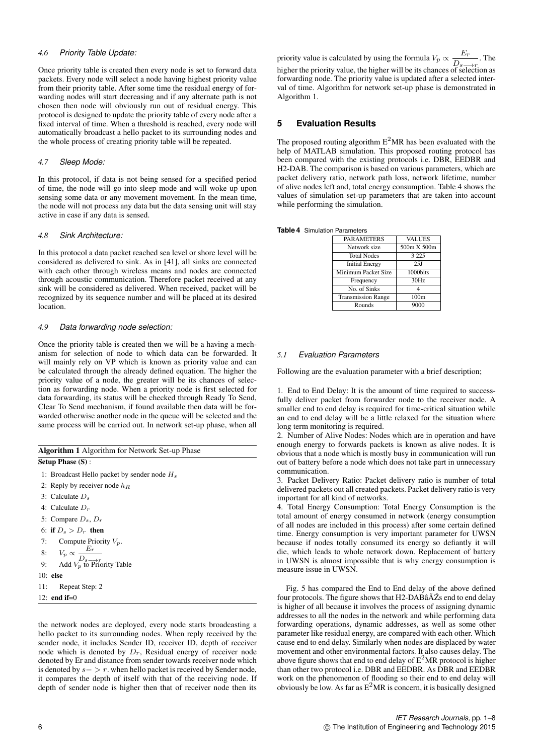### 4.6 Priority Table Update:

Once priority table is created then every node is set to forward data packets. Every node will select a node having highest priority value from their priority table. After some time the residual energy of forwarding nodes will start decreasing and if any alternate path is not chosen then node will obviously run out of residual energy. This protocol is designed to update the priority table of every node after a fixed interval of time. When a threshold is reached, every node will automatically broadcast a hello packet to its surrounding nodes and the whole process of creating priority table will be repeated.

### 4.7 Sleep Mode:

In this protocol, if data is not being sensed for a specified period of time, the node will go into sleep mode and will woke up upon sensing some data or any movement movement. In the mean time, the node will not process any data but the data sensing unit will stay active in case if any data is sensed.

### 4.8 Sink Architecture:

In this protocol a data packet reached sea level or shore level will be considered as delivered to sink. As in [41], all sinks are connected with each other through wireless means and nodes are connected through acoustic communication. Therefore packet received at any sink will be considered as delivered. When received, packet will be recognized by its sequence number and will be placed at its desired location.

### 4.9 Data forwarding node selection:

Once the priority table is created then we will be a having a mechanism for selection of node to which data can be forwarded. It will mainly rely on VP which is known as priority value and can be calculated through the already defined equation. The higher the priority value of a node, the greater will be its chances of selection as forwarding node. When a priority node is first selected for data forwarding, its status will be checked through Ready To Send, Clear To Send mechanism, if found available then data will be forwarded otherwise another node in the queue will be selected and the same process will be carried out. In network set-up phase, when all the network nodes are deployed, every node starts broadcasting a hello packet to its surrounding nodes. When reply received by the sender node, it includes Sender ID, receiver ID, depth of receiver node which is denoted by $D_r$, Residual energy of receiver node denoted by Er and distance from sender towards receiver node which is denoted by $s->r$. when hello packet is received by Sender node, it compares the depth of itself with that of the receiving node. If depth of sender node is higher then that of receiver node then its priority value is calculated by using the formula $V_p \propto \frac{E_r}{D_{s \longrightarrow r}}$. The higher the priority value, the higher will be its chances of selection as forwarding node. The priority value is updated after a selected interval of time. Algorithm for network set-up phase is demonstrated in Algorithm 1.

**Algorithm 1** Algorithm for Network Set-up Phase

**Setup Phase (S)** :

1: Broadcast Hello packet by sender node $H_s$
2: Reply by receiver node $h_R$
3: Calculate $D_s$
4: Calculate $D_r$
5: Compare $D_s$, $D_r$
6: **if** $D_s > D_r$ **then**
7: Compute Priority $V_p$.
8: $V_p \propto \frac{E_r}{D_{s \longrightarrow r}}$
9: Add $V_p$ to Priority Table
10: **else**
11: Repeat Step: 2
12: **end if**=0

## 5 Evaluation Results

The proposed routing algorithm $E^2$MR has been evaluated with the help of MATLAB simulation. This proposed routing protocol has been compared with the existing protocols i.e. DBR, EEDBR and H2-DAB. The comparison is based on various parameters, which are packet delivery ratio, network path loss, network lifetime, number of alive nodes left and, total energy consumption. Table 4 shows the values of simulation set-up parameters that are taken into account while performing the simulation.

**Table 4** Simulation Parameters

| PARAMETERS | VALUES |
|---|---|
| Network size | 500m X 500m |
| Total Nodes | 3 225 |
| Initial Energy | 25J |
| Minimum Packet Size | 1000bits |
| Frequency | 30Hz |
| No. of Sinks | 4 |
| Transmission Range | 100m |
| Rounds | 9000 |

### 5.1 Evaluation Parameters

Following are the evaluation parameter with a brief description;

1. End to End Delay: It is the amount of time required to successfully deliver packet from forwarder node to the receiver node. A smaller end to end delay is required for time-critical situation while an end to end delay will be a little relaxed for the situation where long term monitoring is required.
2. Number of Alive Nodes: Nodes which are in operation and have enough energy to forwards packets is known as alive nodes. It is obvious that a node which is mostly busy in communication will run out of battery before a node which does not take part in unnecessary communication.
3. Packet Delivery Ratio: Packet delivery ratio is number of total delivered packets out all created packets. Packet delivery ratio is very important for all kind of networks.
4. Total Energy Consumption: Total Energy Consumption is the total amount of energy consumed in network (energy consumption of all nodes are included in this process) after some certain defined time. Energy consumption is very important parameter for UWSN because if nodes totally consumed its energy so defiantly it will die, which leads to whole network down. Replacement of battery in UWSN is almost impossible that is why energy consumption is measure issue in UWSN.

Fig. 5 has compared the End to End delay of the above defined four protocols. The figure shows that H2-DABâĂŹs end to end delay is higher of all because it involves the process of assigning dynamic addresses to all the nodes in the network and while performing data forwarding operations, dynamic addresses, as well as some other parameter like residual energy, are compared with each other. Which cause end to end delay. Similarly when nodes are displaced by water movement and other environmental factors. It also causes delay. The above figure shows that end to end delay of $E^2$MR protocol is higher than other two protocol i.e. DBR and EEDBR. As DBR and EEDBR work on the phenomenon of flooding so their end to end delay will obviously be low. As far as $E^2$MR is concern, it is basically designed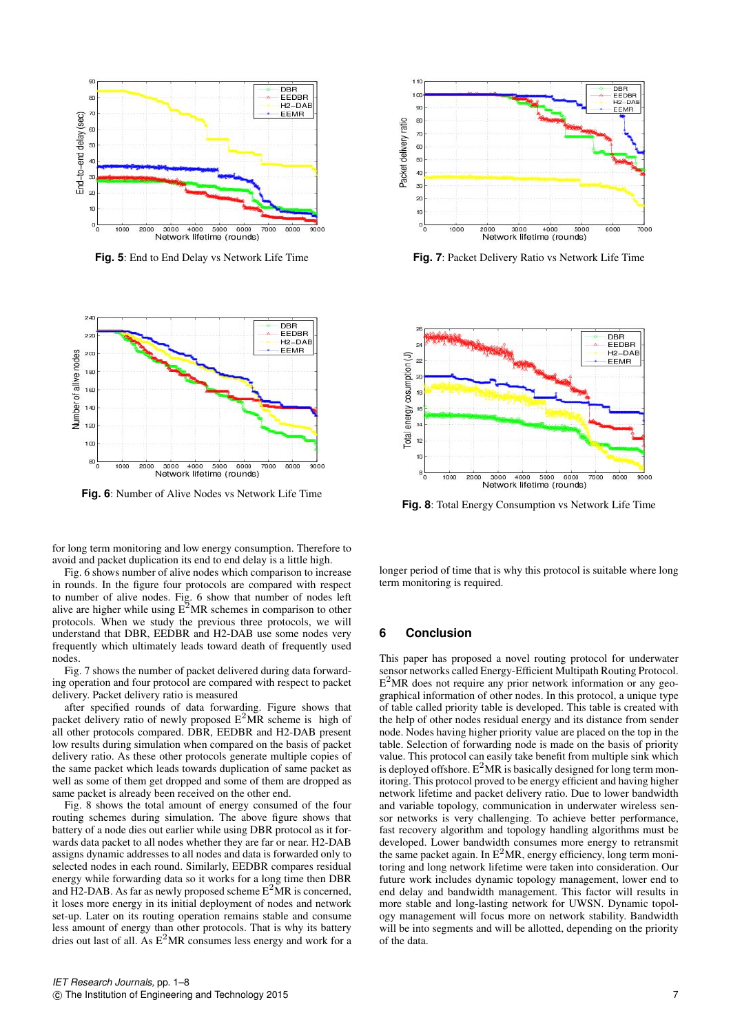**Fig. 5**: End to End Delay vs Network Life Time

**Fig. 7**: Packet Delivery Ratio vs Network Life Time

**Fig. 6**: Number of Alive Nodes vs Network Life Time

**Fig. 8**: Total Energy Consumption vs Network Life Time

for long term monitoring and low energy consumption. Therefore to avoid and packet duplication its end to end delay is a little high.

Fig. 6 shows number of alive nodes which comparison to increase in rounds. In the figure four protocols are compared with respect to number of alive nodes. Fig. 6 show that number of nodes left alive are higher while using $E^2$MR schemes in comparison to other protocols. When we study the previous three protocols, we will understand that DBR, EEDBR and H2-DAB use some nodes very frequently which ultimately leads toward death of frequently used nodes.

Fig. 7 shows the number of packet delivered during data forwarding operation and four protocol are compared with respect to packet delivery. Packet delivery ratio is measured after specified rounds of data forwarding. Figure shows that packet delivery ratio of newly proposed $E^2$MR scheme is high of all other protocols compared. DBR, EEDBR and H2-DAB present low results during simulation when compared on the basis of packet delivery ratio. As these other protocols generate multiple copies of the same packet which leads towards duplication of same packet as well as some of them get dropped and some of them are dropped as same packet is already been received on the other end.

Fig. 8 shows the total amount of energy consumed of the four routing schemes during simulation. The above figure shows that battery of a node dies out earlier while using DBR protocol as it forwards data packet to all nodes whether they are far or near. H2-DAB assigns dynamic addresses to all nodes and data is forwarded only to selected nodes in each round. Similarly, EEDBR compares residual energy while forwarding data so it works for a long time then DBR and H2-DAB. As far as newly proposed scheme $E^2$MR is concerned, it loses more energy in its initial deployment of nodes and network set-up. Later on its routing operation remains stable and consume less amount of energy than other protocols. That is why its battery dries out last of all. As $E^2$MR consumes less energy and work for a longer period of time that is why this protocol is suitable where long term monitoring is required.

## 6 Conclusion

This paper has proposed a novel routing protocol for underwater sensor networks called Energy-Efficient Multipath Routing Protocol. $E^2$MR does not require any prior network information or any geographical information of other nodes. In this protocol, a unique type of table called priority table is developed. This table is created with the help of other nodes residual energy and its distance from sender node. Nodes having higher priority value are placed on the top in the table. Selection of forwarding node is made on the basis of priority value. This protocol can easily take benefit from multiple sink which is deployed offshore. $E^2$MR is basically designed for long term monitoring. This protocol proved to be energy efficient and having higher network lifetime and packet delivery ratio. Due to lower bandwidth and variable topology, communication in underwater wireless sensor networks is very challenging. To achieve better performance, fast recovery algorithm and topology handling algorithms must be developed. Lower bandwidth consumes more energy to retransmit the same packet again. In $E^2$MR, energy efficiency, long term monitoring and long network lifetime were taken into consideration. Our future work includes dynamic topology management, lower end to end delay and bandwidth management. This factor will results in more stable and long-lasting network for UWSN. Dynamic topology management will focus more on network stability. Bandwidth will be into segments and will be allotted, depending on the priority of the data.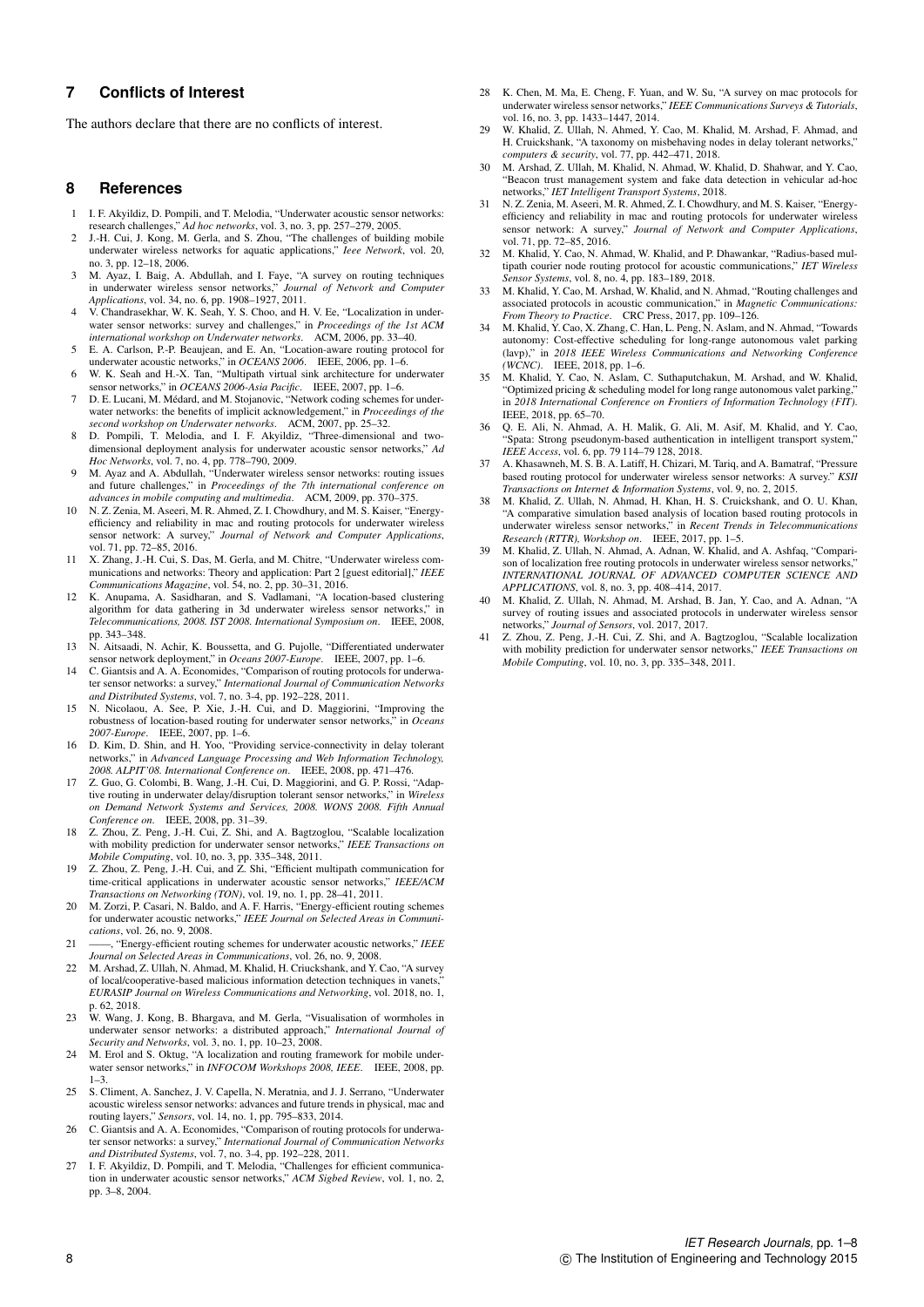## 7 Conflicts of Interest

The authors declare that there are no conflicts of interest.

## 8 References

1. I. F. Akyildiz, D. Pompili, and T. Melodia, "Underwater acoustic sensor networks: research challenges," *Ad hoc networks*, vol. 3, no. 3, pp. 257–279, 2005.
2. J.-H. Cui, J. Kong, M. Gerla, and S. Zhou, "The challenges of building mobile underwater wireless networks for aquatic applications," *Ieee Network*, vol. 20, no. 3, pp. 12–18, 2006.
3. M. Ayaz, I. Baig, A. Abdullah, and I. Faye, "A survey on routing techniques in underwater wireless sensor networks," *Journal of Network and Computer Applications*, vol. 34, no. 6, pp. 1908–1927, 2011.
4. V. Chandrasekhar, W. K. Seah, Y. S. Choo, and H. V. Ee, "Localization in underwater sensor networks: survey and challenges," in *Proceedings of the 1st ACM international workshop on Underwater networks*. ACM, 2006, pp. 33–40.
5. E. A. Carlson, P.-P. Beaujean, and E. An, "Location-aware routing protocol for underwater acoustic networks," in *OCEANS 2006*. IEEE, 2006, pp. 1–6.
6. W. K. Seah and H.-X. Tan, "Multipath virtual sink architecture for underwater sensor networks," in *OCEANS 2006-Asia Pacific*. IEEE, 2007, pp. 1–6.
7. D. E. Lucani, M. Médard, and M. Stojanovic, "Network coding schemes for underwater networks: the benefits of implicit acknowledgement," in *Proceedings of the second workshop on Underwater networks*. ACM, 2007, pp. 25–32.
8. D. Pompili, T. Melodia, and I. F. Akyildiz, "Three-dimensional and two-dimensional deployment analysis for underwater acoustic sensor networks," *Ad Hoc Networks*, vol. 7, no. 4, pp. 778–790, 2009.
9. M. Ayaz and A. Abdullah, "Underwater wireless sensor networks: routing issues and future challenges," in *Proceedings of the 7th international conference on advances in mobile computing and multimedia*. ACM, 2009, pp. 370–375.
10. N. Z. Zenia, M. Aseeri, M. R. Ahmed, Z. I. Chowdhury, and M. S. Kaiser, "Energy-efficiency and reliability in mac and routing protocols for underwater wireless sensor network: A survey," *Journal of Network and Computer Applications*, vol. 71, pp. 72–85, 2016.
11. X. Zhang, J.-H. Cui, S. Das, M. Gerla, and M. Chitre, "Underwater wireless communications and networks: Theory and application: Part 2 [guest editorial]," *IEEE Communications Magazine*, vol. 54, no. 2, pp. 30–31, 2016.
12. K. Anupama, A. Sasidharan, and S. Vadlamani, "A location-based clustering algorithm for data gathering in 3d underwater wireless sensor networks," in *Telecommunications, 2008. IST 2008. International Symposium on*. IEEE, 2008, pp. 343–348.
13. N. Aitsaadi, N. Achir, K. Boussetta, and G. Pujolle, "Differentiated underwater sensor network deployment," in *Oceans 2007-Europe*. IEEE, 2007, pp. 1–6.
14. C. Giantsis and A. A. Economides, "Comparison of routing protocols for underwater sensor networks: a survey," *International Journal of Communication Networks and Distributed Systems*, vol. 7, no. 3-4, pp. 192–228, 2011.
15. N. Nicolaou, A. See, P. Xie, J.-H. Cui, and D. Maggiorini, "Improving the robustness of location-based routing for underwater sensor networks," in *Oceans 2007-Europe*. IEEE, 2007, pp. 1–6.
16. D. Kim, D. Shin, and H. Yoo, "Providing service-connectivity in delay tolerant networks," in *Advanced Language Processing and Web Information Technology, 2008. ALPIT'08. International Conference on*. IEEE, 2008, pp. 471–476.
17. Z. Guo, G. Colombi, B. Wang, J.-H. Cui, D. Maggiorini, and G. P. Rossi, "Adaptive routing in underwater delay/disruption tolerant sensor networks," in *Wireless on Demand Network Systems and Services, 2008. WONS 2008. Fifth Annual Conference on*. IEEE, 2008, pp. 31–39.
18. Z. Zhou, Z. Peng, J.-H. Cui, Z. Shi, and A. Bagtzoglou, "Scalable localization with mobility prediction for underwater sensor networks," *IEEE Transactions on Mobile Computing*, vol. 10, no. 3, pp. 335–348, 2011.
19. Z. Zhou, Z. Peng, J.-H. Cui, and Z. Shi, "Efficient multipath communication for time-critical applications in underwater acoustic sensor networks," *IEEE/ACM Transactions on Networking (TON)*, vol. 19, no. 1, pp. 28–41, 2011.
20. M. Zorzi, P. Casari, N. Baldo, and A. F. Harris, "Energy-efficient routing schemes for underwater acoustic networks," *IEEE Journal on Selected Areas in Communications*, vol. 26, no. 9, 2008.
21. ——, "Energy-efficient routing schemes for underwater acoustic networks," *IEEE Journal on Selected Areas in Communications*, vol. 26, no. 9, 2008.
22. M. Arshad, Z. Ullah, N. Ahmad, M. Khalid, H. Criuckshank, and Y. Cao, "A survey of local/cooperative-based malicious information detection techniques in vanets," *EURASIP Journal on Wireless Communications and Networking*, vol. 2018, no. 1, p. 62, 2018.
23. W. Wang, J. Kong, B. Bhargava, and M. Gerla, "Visualisation of wormholes in underwater sensor networks: a distributed approach," *International Journal of Security and Networks*, vol. 3, no. 1, pp. 10–23, 2008.
24. M. Erol and S. Oktug, "A localization and routing framework for mobile underwater sensor networks," in *INFOCOM Workshops 2008, IEEE*. IEEE, 2008, pp. 1–3.
25. S. Climent, A. Sanchez, J. V. Capella, N. Meratnia, and J. J. Serrano, "Underwater acoustic wireless sensor networks: advances and future trends in physical, mac and routing layers," *Sensors*, vol. 14, no. 1, pp. 795–833, 2014.
26. C. Giantsis and A. A. Economides, "Comparison of routing protocols for underwater sensor networks: a survey," *International Journal of Communication Networks and Distributed Systems*, vol. 7, no. 3-4, pp. 192–228, 2011.
27. I. F. Akyildiz, D. Pompili, and T. Melodia, "Challenges for efficient communication in underwater acoustic sensor networks," *ACM Sigbed Review*, vol. 1, no. 2, pp. 3–8, 2004.
28. K. Chen, M. Ma, E. Cheng, F. Yuan, and W. Su, "A survey on mac protocols for underwater wireless sensor networks," *IEEE Communications Surveys & Tutorials*, vol. 16, no. 3, pp. 1433–1447, 2014.
29. W. Khalid, Z. Ullah, N. Ahmed, Y. Cao, M. Khalid, M. Arshad, F. Ahmad, and H. Cruickshank, "A taxonomy on misbehaving nodes in delay tolerant networks," *computers & security*, vol. 77, pp. 442–471, 2018.
30. M. Arshad, Z. Ullah, M. Khalid, N. Ahmad, W. Khalid, D. Shahwar, and Y. Cao, "Beacon trust management system and fake data detection in vehicular ad-hoc networks," *IET Intelligent Transport Systems*, 2018.
31. N. Z. Zenia, M. Aseeri, M. R. Ahmed, Z. I. Chowdhury, and M. S. Kaiser, "Energy-efficiency and reliability in mac and routing protocols for underwater wireless sensor network: A survey," *Journal of Network and Computer Applications*, vol. 71, pp. 72–85, 2016.
32. M. Khalid, Y. Cao, N. Ahmad, W. Khalid, and P. Dhawankar, "Radius-based multipath courier node routing protocol for acoustic communications," *IET Wireless Sensor Systems*, vol. 8, no. 4, pp. 183–189, 2018.
33. M. Khalid, Y. Cao, M. Arshad, W. Khalid, and N. Ahmad, "Routing challenges and associated protocols in acoustic communication," in *Magnetic Communications: From Theory to Practice*. CRC Press, 2017, pp. 109–126.
34. M. Khalid, Y. Cao, X. Zhang, C. Han, L. Peng, N. Aslam, and N. Ahmad, "Towards autonomy: Cost-effective scheduling for long-range autonomous valet parking (lavp)," in *2018 IEEE Wireless Communications and Networking Conference (WCNC)*. IEEE, 2018, pp. 1–6.
35. M. Khalid, Y. Cao, N. Aslam, C. Suthaputchakun, M. Arshad, and W. Khalid, "Optimized pricing & scheduling model for long range autonomous valet parking," in *2018 International Conference on Frontiers of Information Technology (FIT)*. IEEE, 2018, pp. 65–70.
36. Q. E. Ali, N. Ahmad, A. H. Malik, G. Ali, M. Asif, M. Khalid, and Y. Cao, "Spata: Strong pseudonym-based authentication in intelligent transport system," *IEEE Access*, vol. 6, pp. 79 114–79 128, 2018.
37. A. Khasawneh, M. S. B. A. Latiff, H. Chizari, M. Tariq, and A. Bamatraf, "Pressure based routing protocol for underwater wireless sensor networks: A survey." *KSII Transactions on Internet & Information Systems*, vol. 9, no. 2, 2015.
38. M. Khalid, Z. Ullah, N. Ahmad, H. Khan, H. S. Cruickshank, and O. U. Khan, "A comparative simulation based analysis of location based routing protocols in underwater wireless sensor networks," in *Recent Trends in Telecommunications Research (RTTR), Workshop on*. IEEE, 2017, pp. 1–5.
39. M. Khalid, Z. Ullah, N. Ahmad, A. Adnan, W. Khalid, and A. Ashfaq, "Comparison of localization free routing protocols in underwater wireless sensor networks," *INTERNATIONAL JOURNAL OF ADVANCED COMPUTER SCIENCE AND APPLICATIONS*, vol. 8, no. 3, pp. 408–414, 2017.
40. M. Khalid, Z. Ullah, N. Ahmad, M. Arshad, B. Jan, Y. Cao, and A. Adnan, "A survey of routing issues and associated protocols in underwater wireless sensor networks," *Journal of Sensors*, vol. 2017, 2017.
41. Z. Zhou, Z. Peng, J.-H. Cui, Z. Shi, and A. Bagtzoglou, "Scalable localization with mobility prediction for underwater sensor networks," *IEEE Transactions on Mobile Computing*, vol. 10, no. 3, pp. 335–348, 2011.